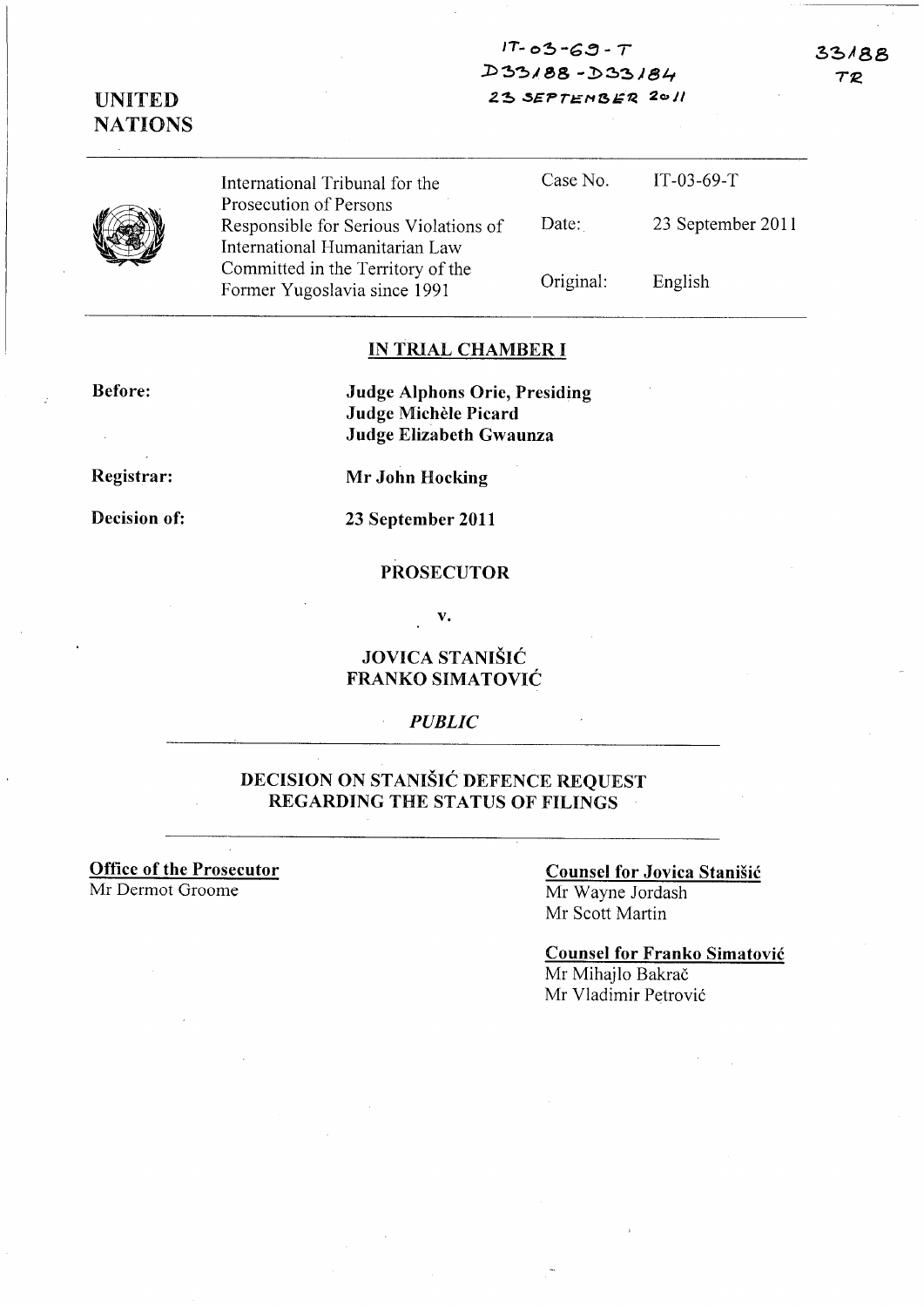IT-03-69-T
D33188-D33184
23 SEPTEMBER 2011

33188
TR

UNITED NATIONS

| International Tribunal for the Prosecution of Persons Responsible for Serious Violations of International Humanitarian Law Committed in the Territory of the Former Yugoslavia since 1991 | Case No. | IT-03-69-T |
|---|---|---|
| | Date: | 23 September 2011 |
| | Original: | English |

## IN TRIAL CHAMBER I

**Before:** **Judge Alphons Orie, Presiding**
**Judge Michèle Picard**
**Judge Elizabeth Gwaunza**

**Registrar:** **Mr John Hocking**

**Decision of:** **23 September 2011**

**PROSECUTOR**

**v.**

**JOVICA STANIŠIĆ**
**FRANKO SIMATOVIĆ**

*PUBLIC*

## DECISION ON STANIŠIĆ DEFENCE REQUEST REGARDING THE STATUS OF FILINGS

**Office of the Prosecutor**
Mr Dermot Groome

**Counsel for Jovica Stanišić**
Mr Wayne Jordash
Mr Scott Martin

**Counsel for Franko Simatović**
Mr Mihajlo Bakrač
Mr Vladimir Petrović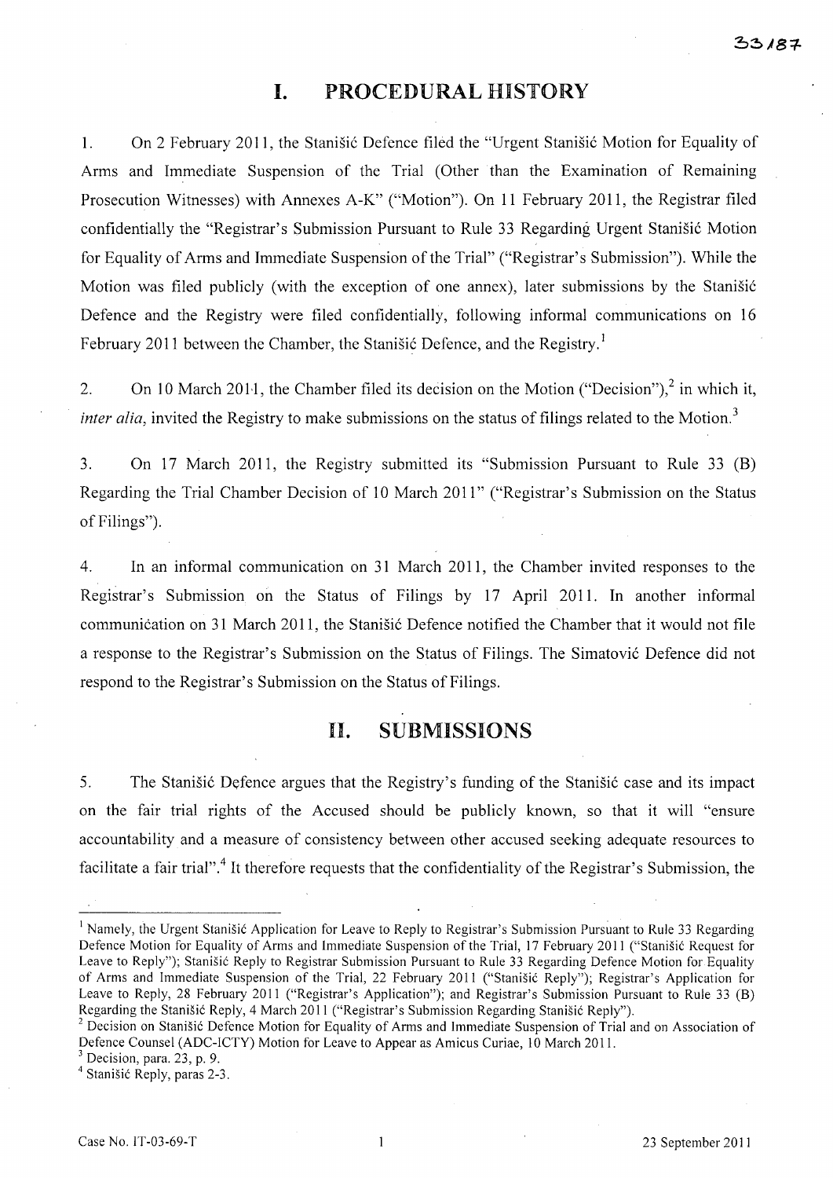# I. PROCEDURAL HISTORY

1. On 2 February 2011, the Stanišić Defence filed the "Urgent Stanišić Motion for Equality of Arms and Immediate Suspension of the Trial (Other than the Examination of Remaining Prosecution Witnesses) with Annexes A-K" ("Motion"). On 11 February 2011, the Registrar filed confidentially the "Registrar's Submission Pursuant to Rule 33 Regarding Urgent Stanišić Motion for Equality of Arms and Immediate Suspension of the Trial" ("Registrar's Submission"). While the Motion was filed publicly (with the exception of one annex), later submissions by the Stanišić Defence and the Registry were filed confidentially, following informal communications on 16 February 2011 between the Chamber, the Stanišić Defence, and the Registry.[1]

2. On 10 March 2011, the Chamber filed its decision on the Motion ("Decision"),[2] in which it, *inter alia*, invited the Registry to make submissions on the status of filings related to the Motion.[3]

3. On 17 March 2011, the Registry submitted its "Submission Pursuant to Rule 33 (B) Regarding the Trial Chamber Decision of 10 March 2011" ("Registrar's Submission on the Status of Filings").

4. In an informal communication on 31 March 2011, the Chamber invited responses to the Registrar's Submission on the Status of Filings by 17 April 2011. In another informal communication on 31 March 2011, the Stanišić Defence notified the Chamber that it would not file a response to the Registrar's Submission on the Status of Filings. The Simatović Defence did not respond to the Registrar's Submission on the Status of Filings.

# II. SUBMISSIONS

5. The Stanišić Defence argues that the Registry's funding of the Stanišić case and its impact on the fair trial rights of the Accused should be publicly known, so that it will "ensure accountability and a measure of consistency between other accused seeking adequate resources to facilitate a fair trial".[4] It therefore requests that the confidentiality of the Registrar's Submission, the

---

[1] Namely, the Urgent Stanišić Application for Leave to Reply to Registrar's Submission Pursuant to Rule 33 Regarding Defence Motion for Equality of Arms and Immediate Suspension of the Trial, 17 February 2011 ("Stanišić Request for Leave to Reply"); Stanišić Reply to Registrar Submission Pursuant to Rule 33 Regarding Defence Motion for Equality of Arms and Immediate Suspension of the Trial, 22 February 2011 ("Stanišić Reply"); Registrar's Application for Leave to Reply, 28 February 2011 ("Registrar's Application"); and Registrar's Submission Pursuant to Rule 33 (B) Regarding the Stanišić Reply, 4 March 2011 ("Registrar's Submission Regarding Stanišić Reply").

[2] Decision on Stanišić Defence Motion for Equality of Arms and Immediate Suspension of Trial and on Association of Defence Counsel (ADC-ICTY) Motion for Leave to Appear as Amicus Curiae, 10 March 2011.

[3] Decision, para. 23, p. 9.

[4] Stanišić Reply, paras 2-3.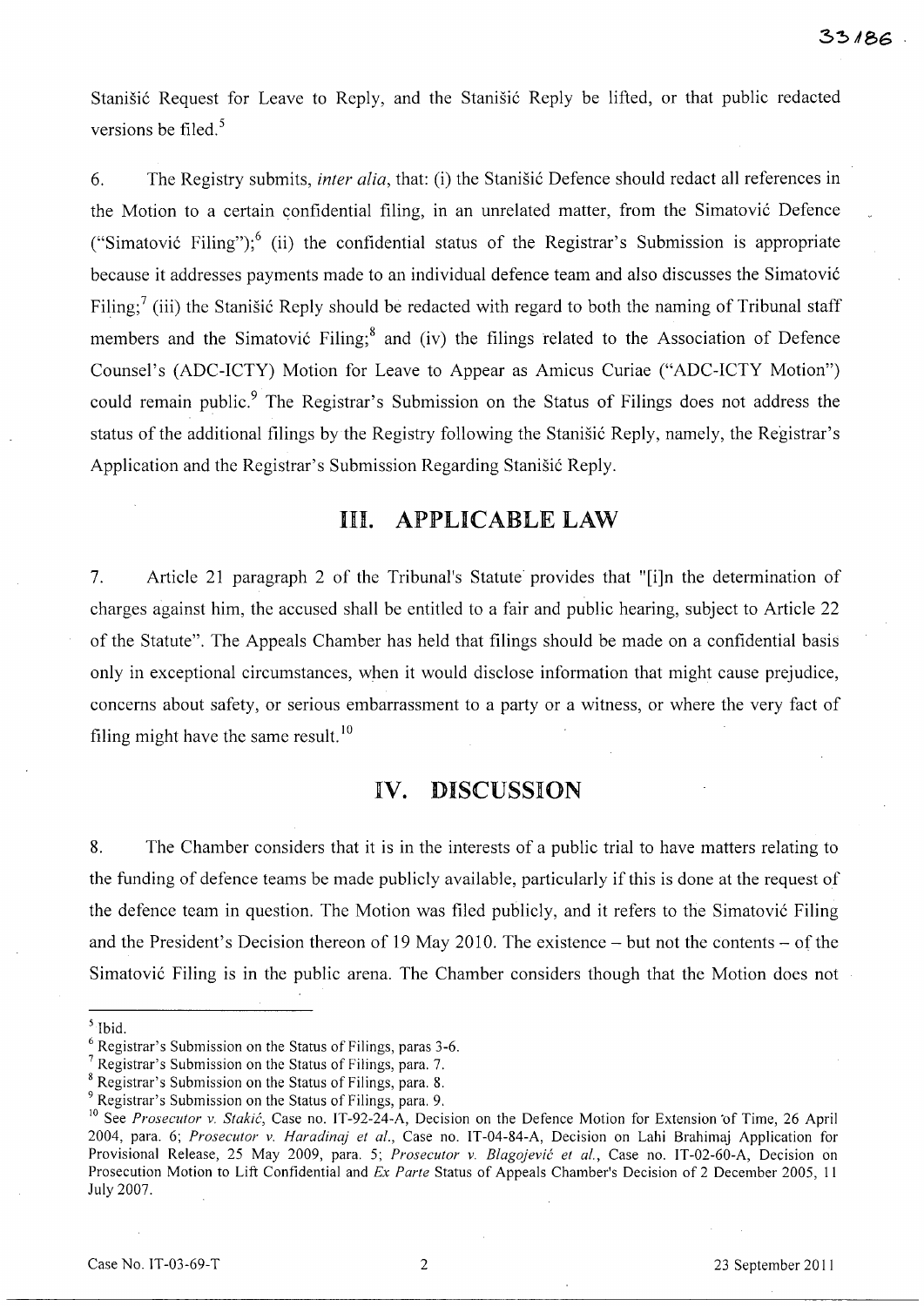Stanišić Request for Leave to Reply, and the Stanišić Reply be lifted, or that public redacted versions be filed.[5]

6. The Registry submits, *inter alia*, that: (i) the Stanišić Defence should redact all references in the Motion to a certain confidential filing, in an unrelated matter, from the Simatović Defence ("Simatović Filing");[6] (ii) the confidential status of the Registrar's Submission is appropriate because it addresses payments made to an individual defence team and also discusses the Simatović Filing;[7] (iii) the Stanišić Reply should be redacted with regard to both the naming of Tribunal staff members and the Simatović Filing;[8] and (iv) the filings related to the Association of Defence Counsel's (ADC-ICTY) Motion for Leave to Appear as Amicus Curiae ("ADC-ICTY Motion") could remain public.[9] The Registrar's Submission on the Status of Filings does not address the status of the additional filings by the Registry following the Stanišić Reply, namely, the Registrar's Application and the Registrar's Submission Regarding Stanišić Reply.

## III. APPLICABLE LAW

7. Article 21 paragraph 2 of the Tribunal's Statute provides that "[i]n the determination of charges against him, the accused shall be entitled to a fair and public hearing, subject to Article 22 of the Statute". The Appeals Chamber has held that filings should be made on a confidential basis only in exceptional circumstances, when it would disclose information that might cause prejudice, concerns about safety, or serious embarrassment to a party or a witness, or where the very fact of filing might have the same result.[10]

## IV. DISCUSSION

8. The Chamber considers that it is in the interests of a public trial to have matters relating to the funding of defence teams be made publicly available, particularly if this is done at the request of the defence team in question. The Motion was filed publicly, and it refers to the Simatović Filing and the President's Decision thereon of 19 May 2010. The existence – but not the contents – of the Simatović Filing is in the public arena. The Chamber considers though that the Motion does not

---

[5] Ibid.

[6] Registrar's Submission on the Status of Filings, paras 3-6.

[7] Registrar's Submission on the Status of Filings, para. 7.

[8] Registrar's Submission on the Status of Filings, para. 8.

[9] Registrar's Submission on the Status of Filings, para. 9.

[10] See *Prosecutor v. Stakić*, Case no. IT-92-24-A, Decision on the Defence Motion for Extension of Time, 26 April 2004, para. 6; *Prosecutor v. Haradinaj et al.*, Case no. IT-04-84-A, Decision on Lahi Brahimaj Application for Provisional Release, 25 May 2009, para. 5; *Prosecutor v. Blagojević et al.*, Case no. IT-02-60-A, Decision on Prosecution Motion to Lift Confidential and *Ex Parte* Status of Appeals Chamber's Decision of 2 December 2005, 11 July 2007.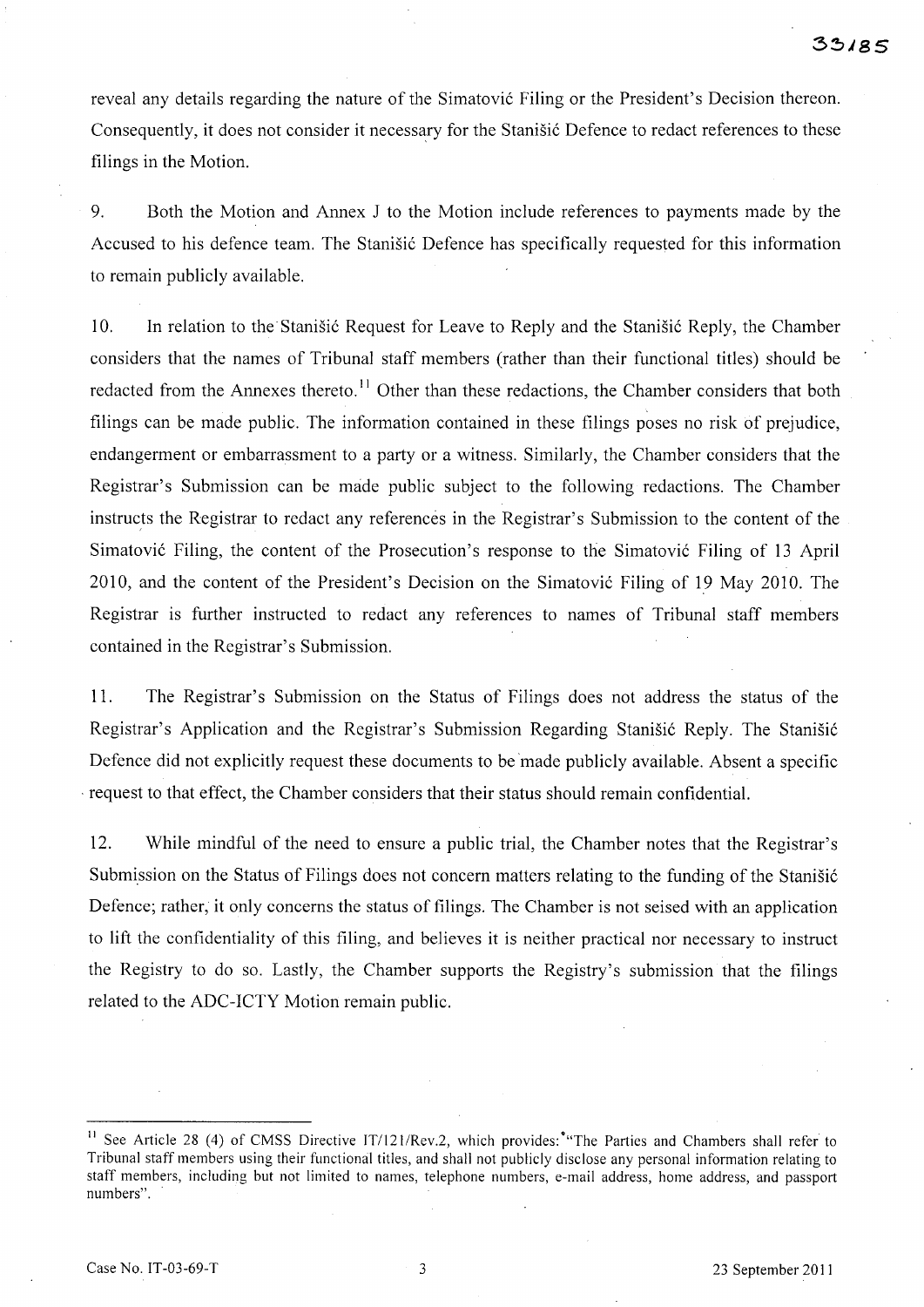reveal any details regarding the nature of the Simatović Filing or the President's Decision thereon. Consequently, it does not consider it necessary for the Stanišić Defence to redact references to these filings in the Motion.

9. Both the Motion and Annex J to the Motion include references to payments made by the Accused to his defence team. The Stanišić Defence has specifically requested for this information to remain publicly available.

10. In relation to the Stanišić Request for Leave to Reply and the Stanišić Reply, the Chamber considers that the names of Tribunal staff members (rather than their functional titles) should be redacted from the Annexes thereto.[11] Other than these redactions, the Chamber considers that both filings can be made public. The information contained in these filings poses no risk of prejudice, endangerment or embarrassment to a party or a witness. Similarly, the Chamber considers that the Registrar's Submission can be made public subject to the following redactions. The Chamber instructs the Registrar to redact any references in the Registrar's Submission to the content of the Simatović Filing, the content of the Prosecution's response to the Simatović Filing of 13 April 2010, and the content of the President's Decision on the Simatović Filing of 19 May 2010. The Registrar is further instructed to redact any references to names of Tribunal staff members contained in the Registrar's Submission.

11. The Registrar's Submission on the Status of Filings does not address the status of the Registrar's Application and the Registrar's Submission Regarding Stanišić Reply. The Stanišić Defence did not explicitly request these documents to be made publicly available. Absent a specific request to that effect, the Chamber considers that their status should remain confidential.

12. While mindful of the need to ensure a public trial, the Chamber notes that the Registrar's Submission on the Status of Filings does not concern matters relating to the funding of the Stanišić Defence; rather, it only concerns the status of filings. The Chamber is not seised with an application to lift the confidentiality of this filing, and believes it is neither practical nor necessary to instruct the Registry to do so. Lastly, the Chamber supports the Registry's submission that the filings related to the ADC-ICTY Motion remain public.

---

[11] See Article 28 (4) of CMSS Directive IT/121/Rev.2, which provides: "The Parties and Chambers shall refer to Tribunal staff members using their functional titles, and shall not publicly disclose any personal information relating to staff members, including but not limited to names, telephone numbers, e-mail address, home address, and passport numbers".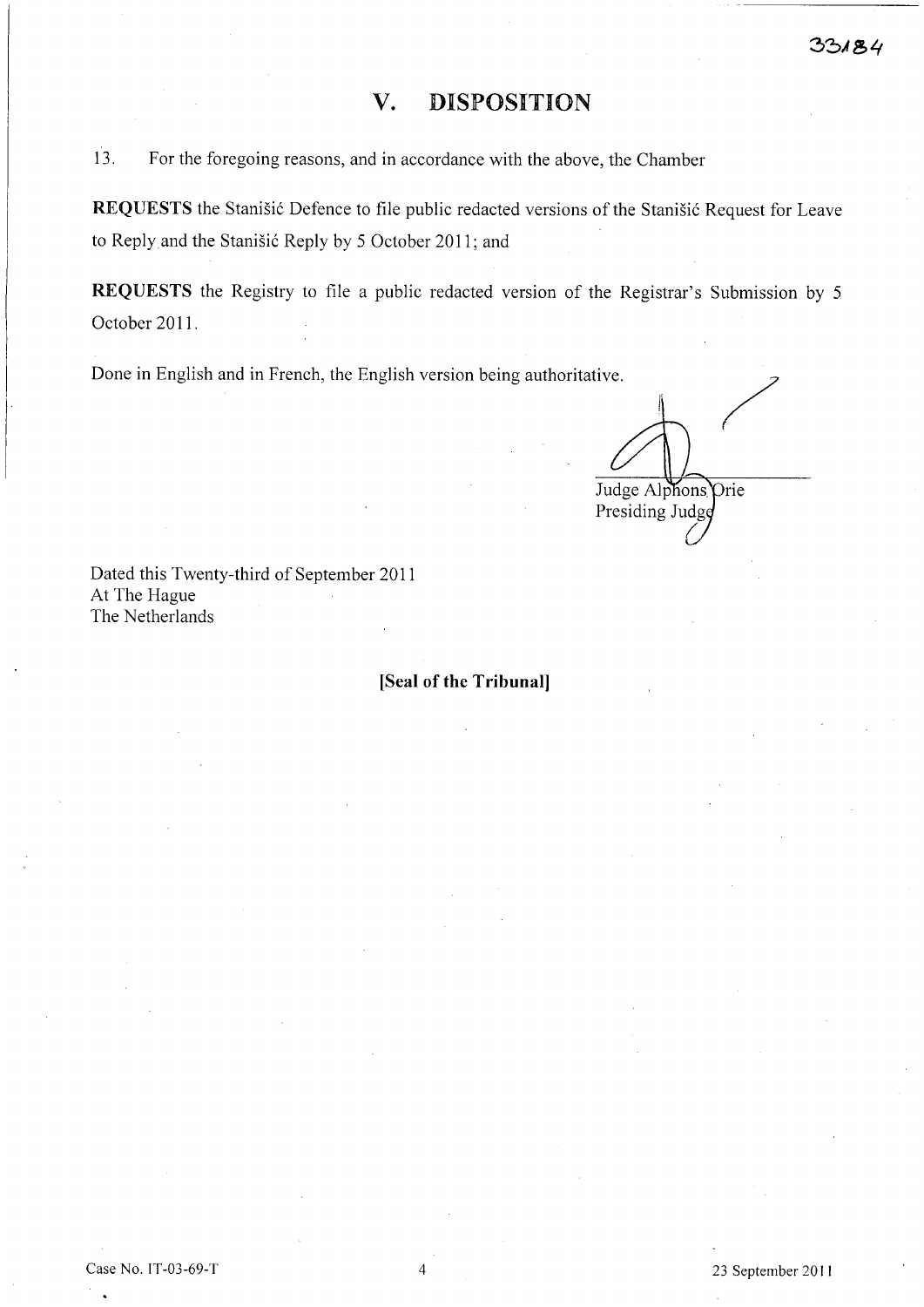## V. DISPOSITION

13. For the foregoing reasons, and in accordance with the above, the Chamber

**REQUESTS** the Stanišić Defence to file public redacted versions of the Stanišić Request for Leave to Reply and the Stanišić Reply by 5 October 2011; and

**REQUESTS** the Registry to file a public redacted version of the Registrar's Submission by 5 October 2011.

Done in English and in French, the English version being authoritative.

Judge Alphons Orie
Presiding Judge

Dated this Twenty-third of September 2011
At The Hague
The Netherlands

**[Seal of the Tribunal]**